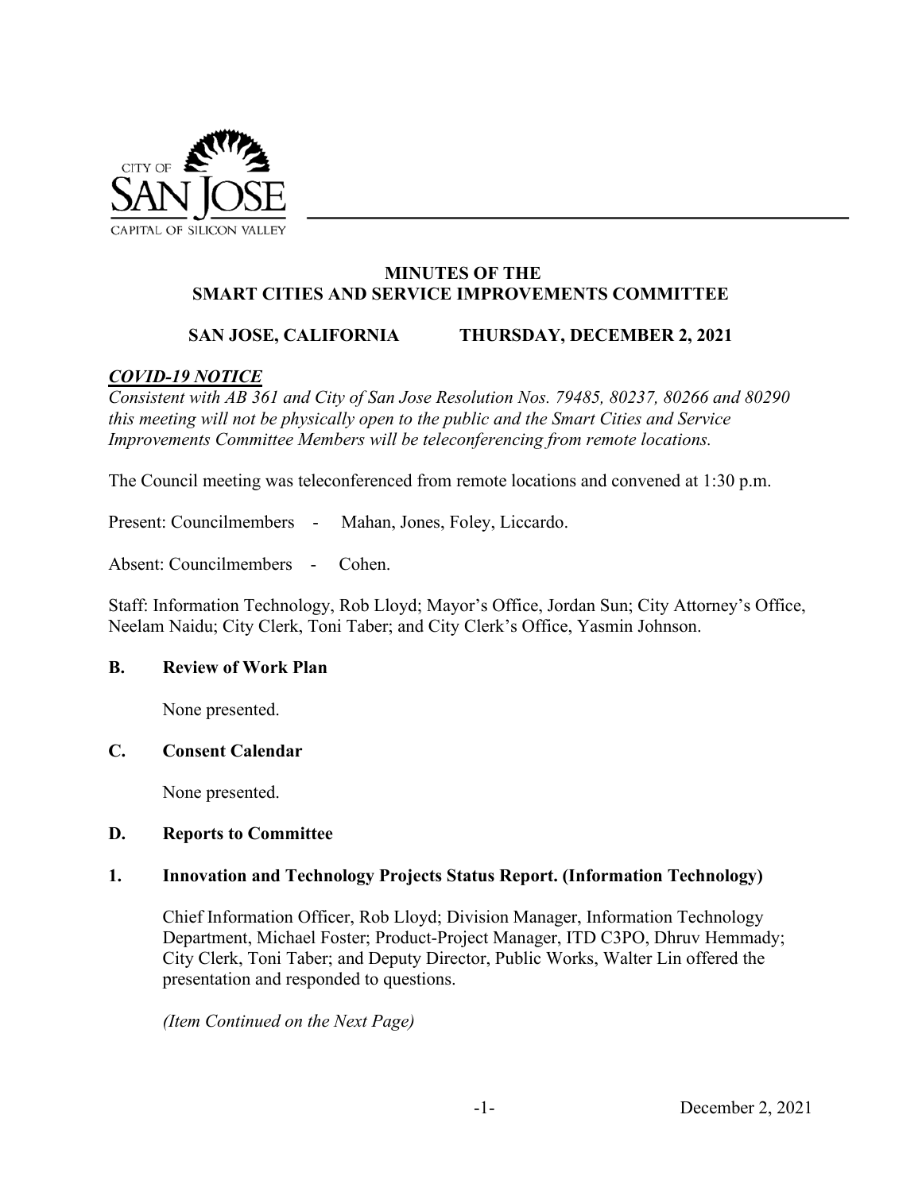CITY OF SAN JOSE
CAPITAL OF SILICON VALLEY

# MINUTES OF THE SMART CITIES AND SERVICE IMPROVEMENTS COMMITTEE

**SAN JOSE, CALIFORNIA THURSDAY, DECEMBER 2, 2021**

***COVID-19 NOTICE***

*Consistent with AB 361 and City of San Jose Resolution Nos. 79485, 80237, 80266 and 80290 this meeting will not be physically open to the public and the Smart Cities and Service Improvements Committee Members will be teleconferencing from remote locations.*

The Council meeting was teleconferenced from remote locations and convened at 1:30 p.m.

Present: Councilmembers - Mahan, Jones, Foley, Liccardo.

Absent: Councilmembers - Cohen.

Staff: Information Technology, Rob Lloyd; Mayor's Office, Jordan Sun; City Attorney's Office, Neelam Naidu; City Clerk, Toni Taber; and City Clerk's Office, Yasmin Johnson.

## B. Review of Work Plan

None presented.

## C. Consent Calendar

None presented.

## D. Reports to Committee

### 1. Innovation and Technology Projects Status Report. (Information Technology)

Chief Information Officer, Rob Lloyd; Division Manager, Information Technology Department, Michael Foster; Product-Project Manager, ITD C3PO, Dhruv Hemmady; City Clerk, Toni Taber; and Deputy Director, Public Works, Walter Lin offered the presentation and responded to questions.

*(Item Continued on the Next Page)*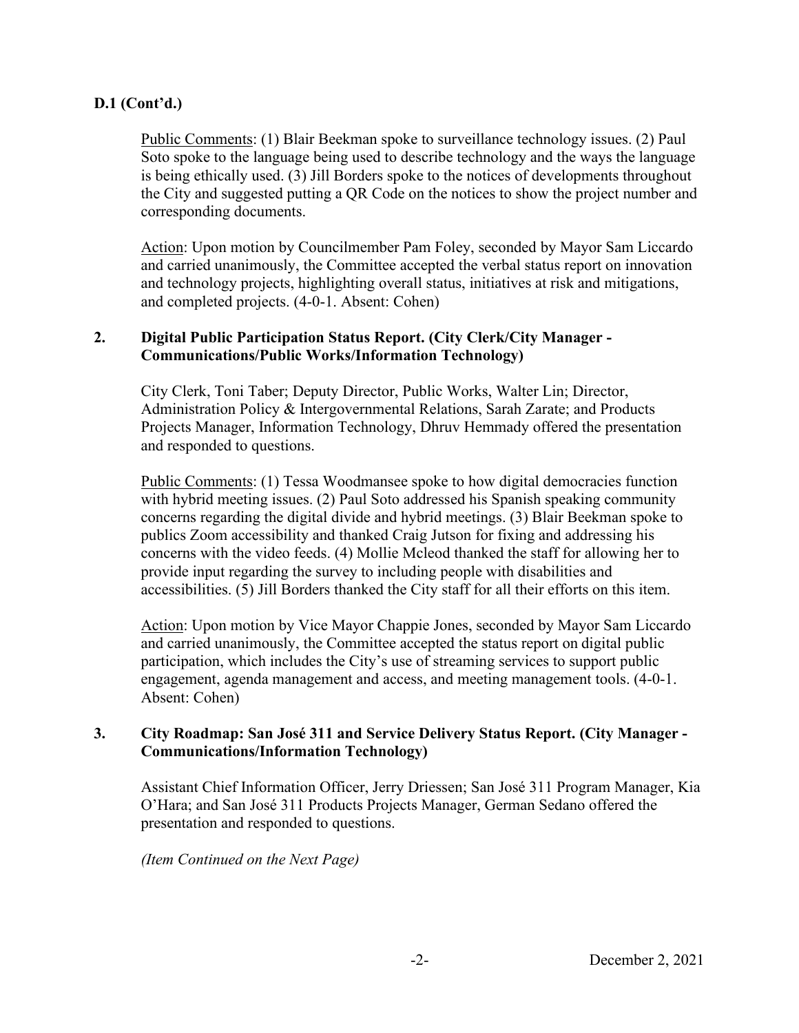**D.1 (Cont'd.)**

Public Comments: (1) Blair Beekman spoke to surveillance technology issues. (2) Paul Soto spoke to the language being used to describe technology and the ways the language is being ethically used. (3) Jill Borders spoke to the notices of developments throughout the City and suggested putting a QR Code on the notices to show the project number and corresponding documents.

Action: Upon motion by Councilmember Pam Foley, seconded by Mayor Sam Liccardo and carried unanimously, the Committee accepted the verbal status report on innovation and technology projects, highlighting overall status, initiatives at risk and mitigations, and completed projects. (4-0-1. Absent: Cohen)

**2. Digital Public Participation Status Report. (City Clerk/City Manager - Communications/Public Works/Information Technology)**

City Clerk, Toni Taber; Deputy Director, Public Works, Walter Lin; Director, Administration Policy & Intergovernmental Relations, Sarah Zarate; and Products Projects Manager, Information Technology, Dhruv Hemmady offered the presentation and responded to questions.

Public Comments: (1) Tessa Woodmansee spoke to how digital democracies function with hybrid meeting issues. (2) Paul Soto addressed his Spanish speaking community concerns regarding the digital divide and hybrid meetings. (3) Blair Beekman spoke to publics Zoom accessibility and thanked Craig Jutson for fixing and addressing his concerns with the video feeds. (4) Mollie Mcleod thanked the staff for allowing her to provide input regarding the survey to including people with disabilities and accessibilities. (5) Jill Borders thanked the City staff for all their efforts on this item.

Action: Upon motion by Vice Mayor Chappie Jones, seconded by Mayor Sam Liccardo and carried unanimously, the Committee accepted the status report on digital public participation, which includes the City's use of streaming services to support public engagement, agenda management and access, and meeting management tools. (4-0-1. Absent: Cohen)

**3. City Roadmap: San José 311 and Service Delivery Status Report. (City Manager - Communications/Information Technology)**

Assistant Chief Information Officer, Jerry Driessen; San José 311 Program Manager, Kia O'Hara; and San José 311 Products Projects Manager, German Sedano offered the presentation and responded to questions.

*(Item Continued on the Next Page)*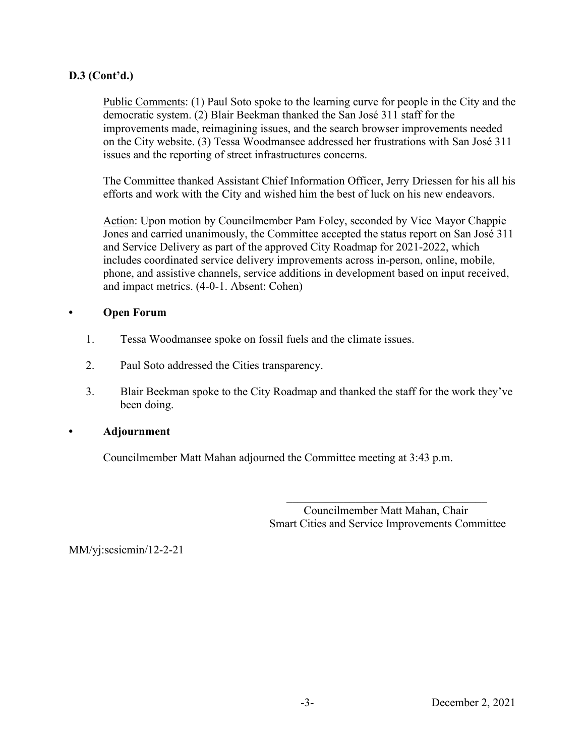**D.3 (Cont'd.)**

Public Comments: (1) Paul Soto spoke to the learning curve for people in the City and the democratic system. (2) Blair Beekman thanked the San José 311 staff for the improvements made, reimagining issues, and the search browser improvements needed on the City website. (3) Tessa Woodmansee addressed her frustrations with San José 311 issues and the reporting of street infrastructures concerns.

The Committee thanked Assistant Chief Information Officer, Jerry Driessen for his all his efforts and work with the City and wished him the best of luck on his new endeavors.

Action: Upon motion by Councilmember Pam Foley, seconded by Vice Mayor Chappie Jones and carried unanimously, the Committee accepted the status report on San José 311 and Service Delivery as part of the approved City Roadmap for 2021-2022, which includes coordinated service delivery improvements across in-person, online, mobile, phone, and assistive channels, service additions in development based on input received, and impact metrics. (4-0-1. Absent: Cohen)

- **Open Forum**

1. Tessa Woodmansee spoke on fossil fuels and the climate issues.
2. Paul Soto addressed the Cities transparency.
3. Blair Beekman spoke to the City Roadmap and thanked the staff for the work they've been doing.

- **Adjournment**

Councilmember Matt Mahan adjourned the Committee meeting at 3:43 p.m.

\_\_\_\_\_\_\_\_\_\_\_\_\_\_\_\_\_\_\_\_\_\_\_\_\_\_\_\_\_\_\_\_\_\_\_\_

Councilmember Matt Mahan, Chair
Smart Cities and Service Improvements Committee

MM/yj:scsicmin/12-2-21